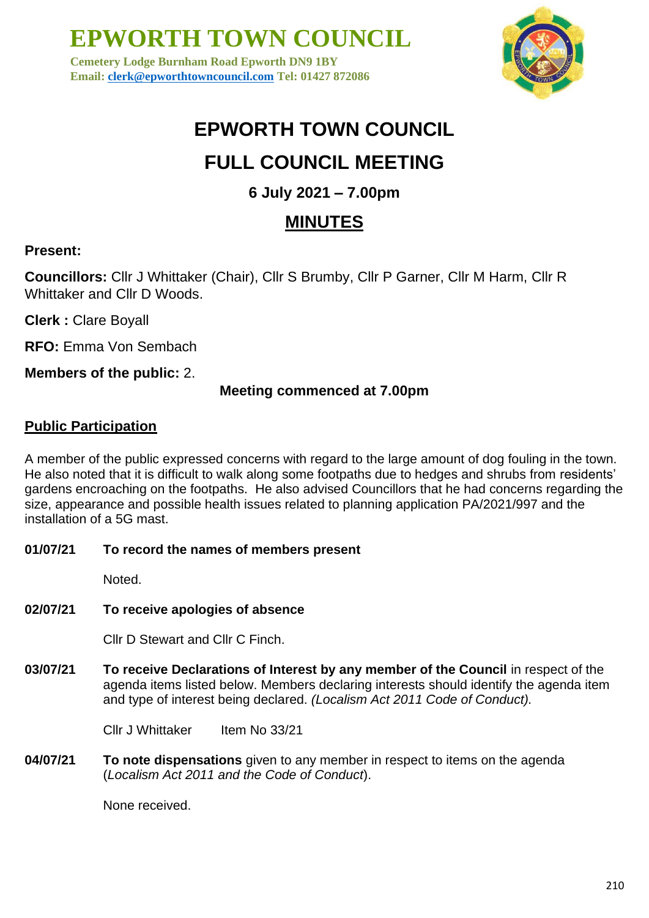# EPWORTH TOWN COUNCIL

**Cemetery Lodge Burnham Road Epworth DN9 1BY**
**Email: clerk@epworthtowncouncil.com Tel: 01427 872086**

# EPWORTH TOWN COUNCIL

# FULL COUNCIL MEETING

### 6 July 2021 – 7.00pm

## MINUTES

**Present:**

**Councillors:** Cllr J Whittaker (Chair), Cllr S Brumby, Cllr P Garner, Cllr M Harm, Cllr R Whittaker and Cllr D Woods.

**Clerk :** Clare Boyall

**RFO:** Emma Von Sembach

**Members of the public:** 2.

**Meeting commenced at 7.00pm**

**Public Participation**

A member of the public expressed concerns with regard to the large amount of dog fouling in the town. He also noted that it is difficult to walk along some footpaths due to hedges and shrubs from residents' gardens encroaching on the footpaths. He also advised Councillors that he had concerns regarding the size, appearance and possible health issues related to planning application PA/2021/997 and the installation of a 5G mast.

**01/07/21 To record the names of members present**

Noted.

**02/07/21 To receive apologies of absence**

Cllr D Stewart and Cllr C Finch.

**03/07/21 To receive Declarations of Interest by any member of the Council** in respect of the agenda items listed below. Members declaring interests should identify the agenda item and type of interest being declared. *(Localism Act 2011 Code of Conduct).*

Cllr J Whittaker Item No 33/21

**04/07/21 To note dispensations** given to any member in respect to items on the agenda (*Localism Act 2011 and the Code of Conduct*).

None received.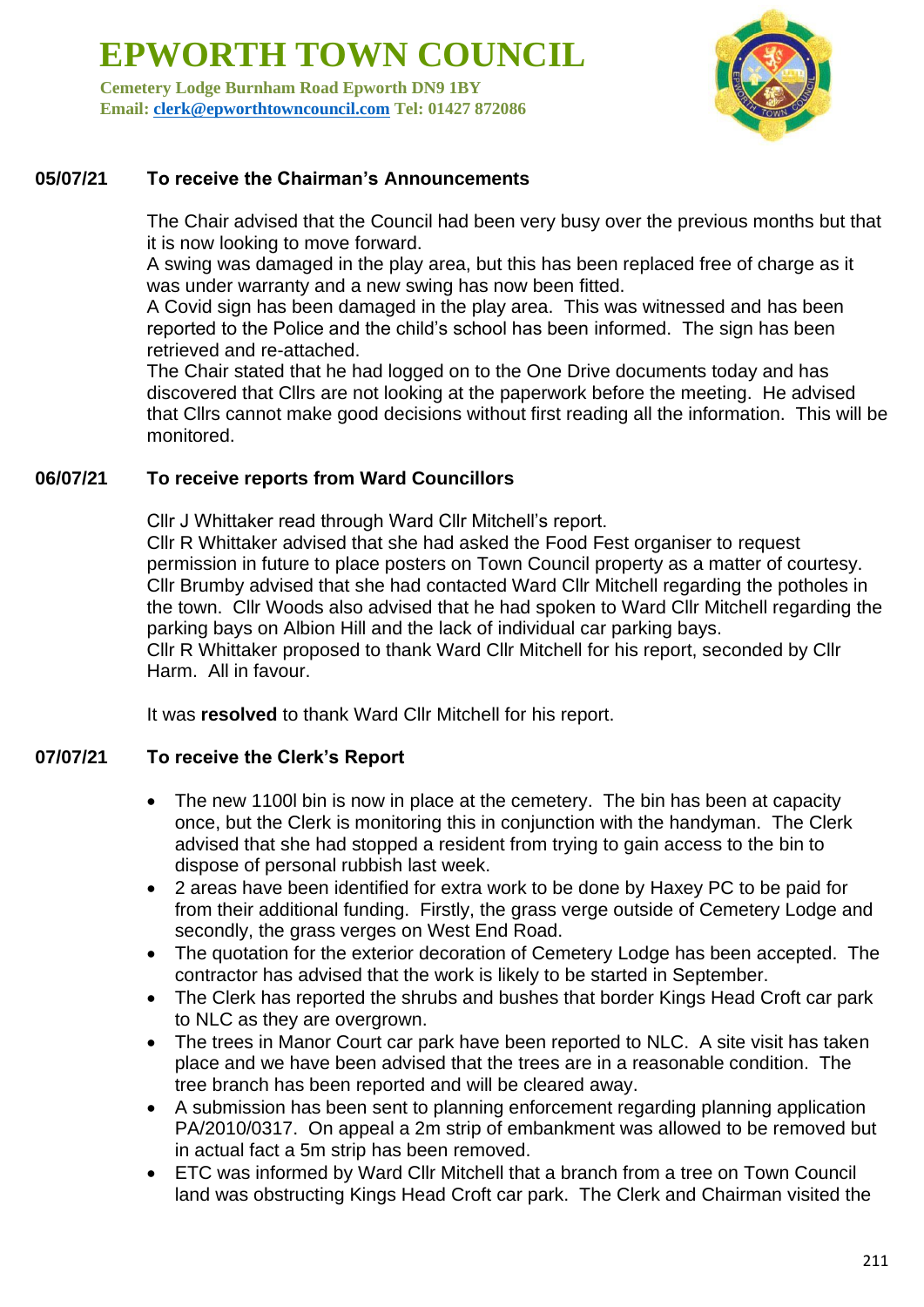# EPWORTH TOWN COUNCIL

**Cemetery Lodge Burnham Road Epworth DN9 1BY**
**Email: clerk@epworthtowncouncil.com Tel: 01427 872086**

**05/07/21 To receive the Chairman's Announcements**

The Chair advised that the Council had been very busy over the previous months but that it is now looking to move forward.
A swing was damaged in the play area, but this has been replaced free of charge as it was under warranty and a new swing has now been fitted.
A Covid sign has been damaged in the play area. This was witnessed and has been reported to the Police and the child's school has been informed. The sign has been retrieved and re-attached.
The Chair stated that he had logged on to the One Drive documents today and has discovered that Cllrs are not looking at the paperwork before the meeting. He advised that Cllrs cannot make good decisions without first reading all the information. This will be monitored.

**06/07/21 To receive reports from Ward Councillors**

Cllr J Whittaker read through Ward Cllr Mitchell's report.
Cllr R Whittaker advised that she had asked the Food Fest organiser to request permission in future to place posters on Town Council property as a matter of courtesy.
Cllr Brumby advised that she had contacted Ward Cllr Mitchell regarding the potholes in the town. Cllr Woods also advised that he had spoken to Ward Cllr Mitchell regarding the parking bays on Albion Hill and the lack of individual car parking bays.
Cllr R Whittaker proposed to thank Ward Cllr Mitchell for his report, seconded by Cllr Harm. All in favour.

It was **resolved** to thank Ward Cllr Mitchell for his report.

**07/07/21 To receive the Clerk's Report**

- The new 1100l bin is now in place at the cemetery. The bin has been at capacity once, but the Clerk is monitoring this in conjunction with the handyman. The Clerk advised that she had stopped a resident from trying to gain access to the bin to dispose of personal rubbish last week.
- 2 areas have been identified for extra work to be done by Haxey PC to be paid for from their additional funding. Firstly, the grass verge outside of Cemetery Lodge and secondly, the grass verges on West End Road.
- The quotation for the exterior decoration of Cemetery Lodge has been accepted. The contractor has advised that the work is likely to be started in September.
- The Clerk has reported the shrubs and bushes that border Kings Head Croft car park to NLC as they are overgrown.
- The trees in Manor Court car park have been reported to NLC. A site visit has taken place and we have been advised that the trees are in a reasonable condition. The tree branch has been reported and will be cleared away.
- A submission has been sent to planning enforcement regarding planning application PA/2010/0317. On appeal a 2m strip of embankment was allowed to be removed but in actual fact a 5m strip has been removed.
- ETC was informed by Ward Cllr Mitchell that a branch from a tree on Town Council land was obstructing Kings Head Croft car park. The Clerk and Chairman visited the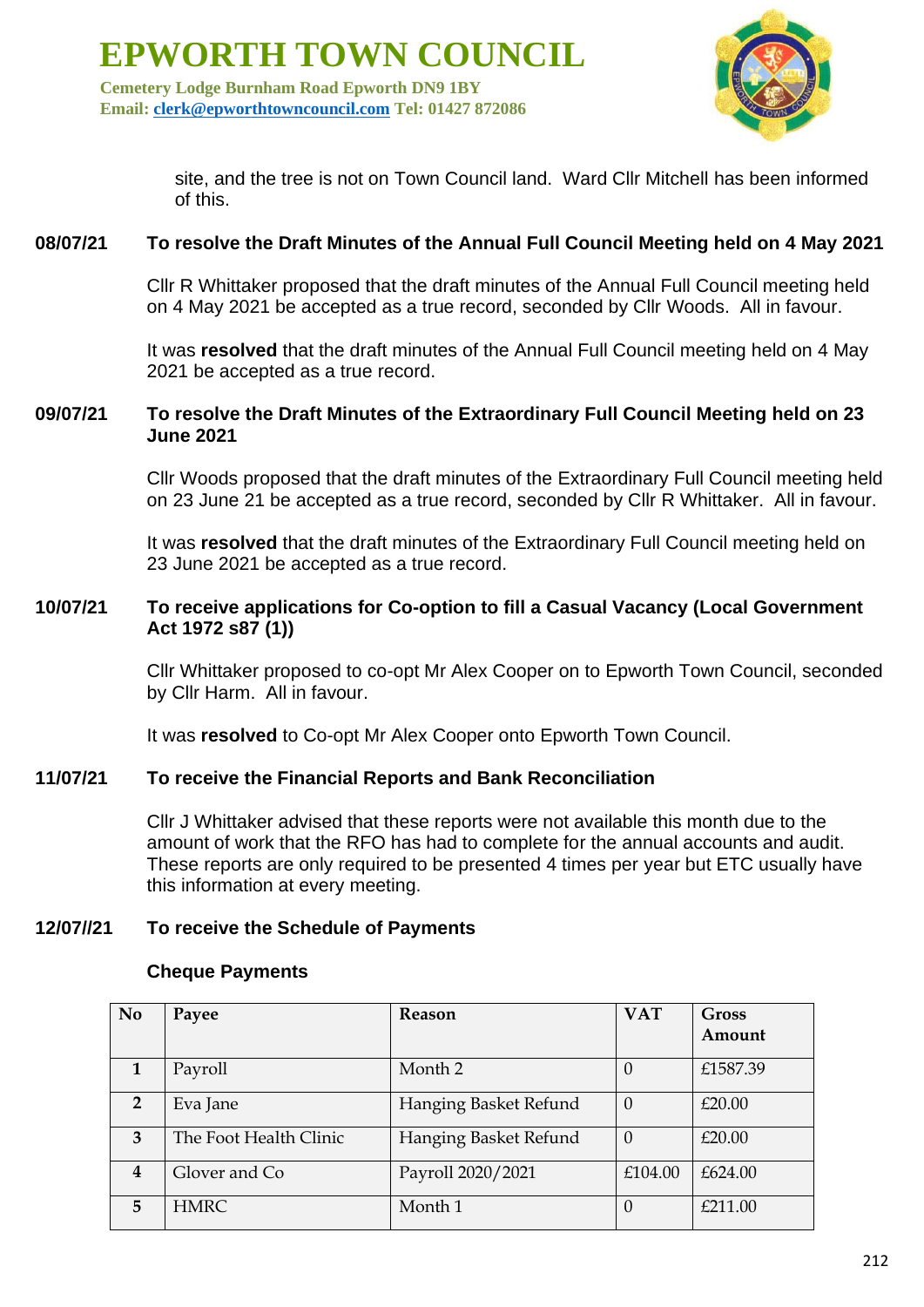site, and the tree is not on Town Council land. Ward Cllr Mitchell has been informed of this.

**08/07/21 To resolve the Draft Minutes of the Annual Full Council Meeting held on 4 May 2021**

Cllr R Whittaker proposed that the draft minutes of the Annual Full Council meeting held on 4 May 2021 be accepted as a true record, seconded by Cllr Woods. All in favour.

It was **resolved** that the draft minutes of the Annual Full Council meeting held on 4 May 2021 be accepted as a true record.

**09/07/21 To resolve the Draft Minutes of the Extraordinary Full Council Meeting held on 23 June 2021**

Cllr Woods proposed that the draft minutes of the Extraordinary Full Council meeting held on 23 June 21 be accepted as a true record, seconded by Cllr R Whittaker. All in favour.

It was **resolved** that the draft minutes of the Extraordinary Full Council meeting held on 23 June 2021 be accepted as a true record.

**10/07/21 To receive applications for Co-option to fill a Casual Vacancy (Local Government Act 1972 s87 (1))**

Cllr Whittaker proposed to co-opt Mr Alex Cooper on to Epworth Town Council, seconded by Cllr Harm. All in favour.

It was **resolved** to Co-opt Mr Alex Cooper onto Epworth Town Council.

**11/07/21 To receive the Financial Reports and Bank Reconciliation**

Cllr J Whittaker advised that these reports were not available this month due to the amount of work that the RFO has had to complete for the annual accounts and audit. These reports are only required to be presented 4 times per year but ETC usually have this information at every meeting.

**12/07//21 To receive the Schedule of Payments**

**Cheque Payments**

| No | Payee | Reason | VAT | Gross Amount |
|---|---|---|---|---|
| 1 | Payroll | Month 2 | 0 | £1587.39 |
| 2 | Eva Jane | Hanging Basket Refund | 0 | £20.00 |
| 3 | The Foot Health Clinic | Hanging Basket Refund | 0 | £20.00 |
| 4 | Glover and Co | Payroll 2020/2021 | £104.00 | £624.00 |
| 5 | HMRC | Month 1 | 0 | £211.00 |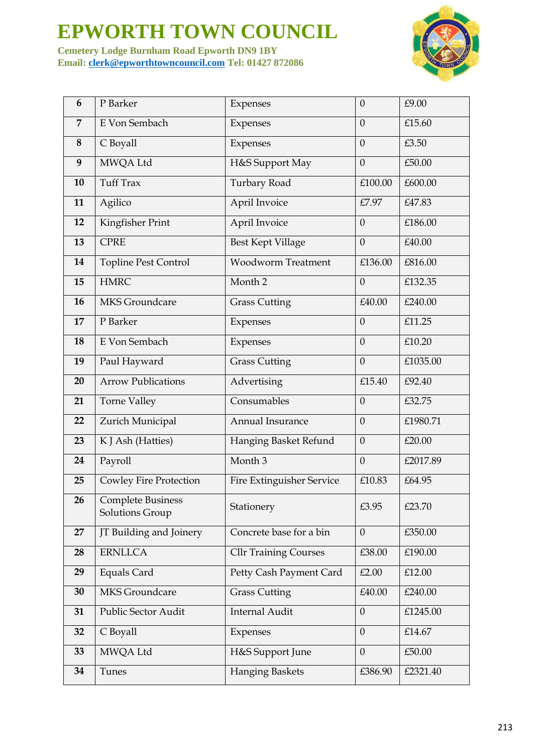# EPWORTH TOWN COUNCIL

**Cemetery Lodge Burnham Road Epworth DN9 1BY**
**Email: clerk@epworthtowncouncil.com Tel: 01427 872086**

| | | | | |
|---|---|---|---|---|
| **6** | P Barker | Expenses | 0 | £9.00 |
| **7** | E Von Sembach | Expenses | 0 | £15.60 |
| **8** | C Boyall | Expenses | 0 | £3.50 |
| **9** | MWQA Ltd | H&S Support May | 0 | £50.00 |
| **10** | Tuff Trax | Turbary Road | £100.00 | £600.00 |
| **11** | Agilico | April Invoice | £7.97 | £47.83 |
| **12** | Kingfisher Print | April Invoice | 0 | £186.00 |
| **13** | CPRE | Best Kept Village | 0 | £40.00 |
| **14** | Topline Pest Control | Woodworm Treatment | £136.00 | £816.00 |
| **15** | HMRC | Month 2 | 0 | £132.35 |
| **16** | MKS Groundcare | Grass Cutting | £40.00 | £240.00 |
| **17** | P Barker | Expenses | 0 | £11.25 |
| **18** | E Von Sembach | Expenses | 0 | £10.20 |
| **19** | Paul Hayward | Grass Cutting | 0 | £1035.00 |
| **20** | Arrow Publications | Advertising | £15.40 | £92.40 |
| **21** | Torne Valley | Consumables | 0 | £32.75 |
| **22** | Zurich Municipal | Annual Insurance | 0 | £1980.71 |
| **23** | K J Ash (Hatties) | Hanging Basket Refund | 0 | £20.00 |
| **24** | Payroll | Month 3 | 0 | £2017.89 |
| **25** | Cowley Fire Protection | Fire Extinguisher Service | £10.83 | £64.95 |
| **26** | Complete Business Solutions Group | Stationery | £3.95 | £23.70 |
| **27** | JT Building and Joinery | Concrete base for a bin | 0 | £350.00 |
| **28** | ERNLLCA | Cllr Training Courses | £38.00 | £190.00 |
| **29** | Equals Card | Petty Cash Payment Card | £2.00 | £12.00 |
| **30** | MKS Groundcare | Grass Cutting | £40.00 | £240.00 |
| **31** | Public Sector Audit | Internal Audit | 0 | £1245.00 |
| **32** | C Boyall | Expenses | 0 | £14.67 |
| **33** | MWQA Ltd | H&S Support June | 0 | £50.00 |
| **34** | Tunes | Hanging Baskets | £386.90 | £2321.40 |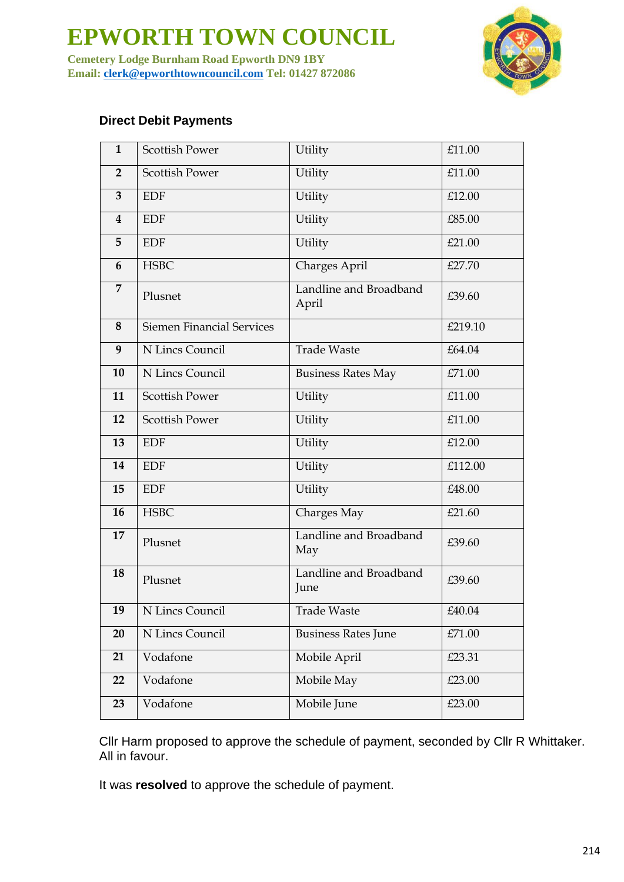# EPWORTH TOWN COUNCIL

**Cemetery Lodge Burnham Road Epworth DN9 1BY**
**Email: clerk@epworthtowncouncil.com Tel: 01427 872086**

**Direct Debit Payments**

| | | | |
|---|---|---|---|
| **1** | Scottish Power | Utility | £11.00 |
| **2** | Scottish Power | Utility | £11.00 |
| **3** | EDF | Utility | £12.00 |
| **4** | EDF | Utility | £85.00 |
| **5** | EDF | Utility | £21.00 |
| **6** | HSBC | Charges April | £27.70 |
| **7** | Plusnet | Landline and Broadband April | £39.60 |
| **8** | Siemen Financial Services | | £219.10 |
| **9** | N Lincs Council | Trade Waste | £64.04 |
| **10** | N Lincs Council | Business Rates May | £71.00 |
| **11** | Scottish Power | Utility | £11.00 |
| **12** | Scottish Power | Utility | £11.00 |
| **13** | EDF | Utility | £12.00 |
| **14** | EDF | Utility | £112.00 |
| **15** | EDF | Utility | £48.00 |
| **16** | HSBC | Charges May | £21.60 |
| **17** | Plusnet | Landline and Broadband May | £39.60 |
| **18** | Plusnet | Landline and Broadband June | £39.60 |
| **19** | N Lincs Council | Trade Waste | £40.04 |
| **20** | N Lincs Council | Business Rates June | £71.00 |
| **21** | Vodafone | Mobile April | £23.31 |
| **22** | Vodafone | Mobile May | £23.00 |
| **23** | Vodafone | Mobile June | £23.00 |

Cllr Harm proposed to approve the schedule of payment, seconded by Cllr R Whittaker. All in favour.

It was **resolved** to approve the schedule of payment.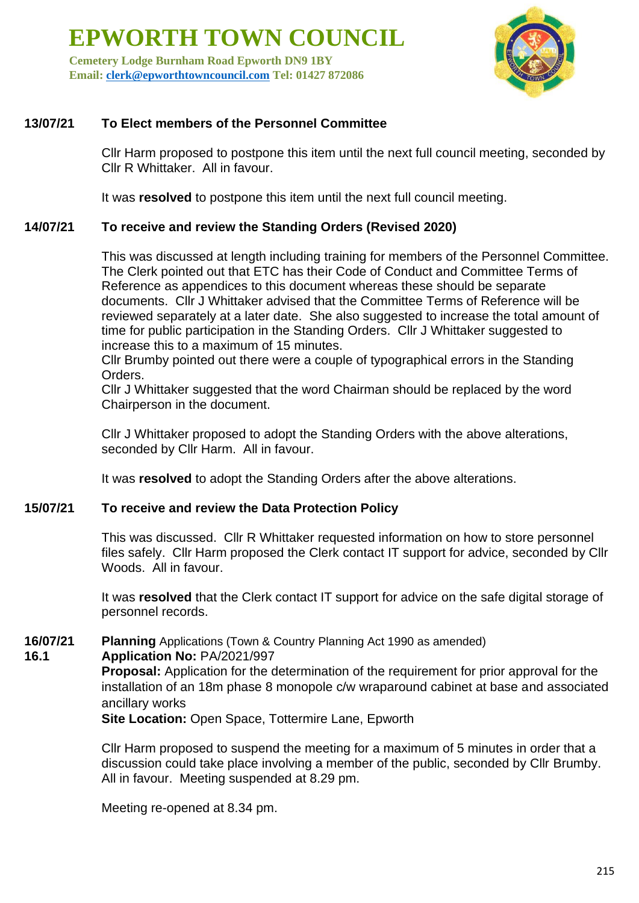**13/07/21 To Elect members of the Personnel Committee**

Cllr Harm proposed to postpone this item until the next full council meeting, seconded by Cllr R Whittaker. All in favour.

It was **resolved** to postpone this item until the next full council meeting.

**14/07/21 To receive and review the Standing Orders (Revised 2020)**

This was discussed at length including training for members of the Personnel Committee. The Clerk pointed out that ETC has their Code of Conduct and Committee Terms of Reference as appendices to this document whereas these should be separate documents. Cllr J Whittaker advised that the Committee Terms of Reference will be reviewed separately at a later date. She also suggested to increase the total amount of time for public participation in the Standing Orders. Cllr J Whittaker suggested to increase this to a maximum of 15 minutes.
Cllr Brumby pointed out there were a couple of typographical errors in the Standing Orders.
Cllr J Whittaker suggested that the word Chairman should be replaced by the word Chairperson in the document.

Cllr J Whittaker proposed to adopt the Standing Orders with the above alterations, seconded by Cllr Harm. All in favour.

It was **resolved** to adopt the Standing Orders after the above alterations.

**15/07/21 To receive and review the Data Protection Policy**

This was discussed. Cllr R Whittaker requested information on how to store personnel files safely. Cllr Harm proposed the Clerk contact IT support for advice, seconded by Cllr Woods. All in favour.

It was **resolved** that the Clerk contact IT support for advice on the safe digital storage of personnel records.

**16/07/21 Planning** Applications (Town & Country Planning Act 1990 as amended)

**16.1 Application No:** PA/2021/997
**Proposal:** Application for the determination of the requirement for prior approval for the installation of an 18m phase 8 monopole c/w wraparound cabinet at base and associated ancillary works
**Site Location:** Open Space, Tottermire Lane, Epworth

Cllr Harm proposed to suspend the meeting for a maximum of 5 minutes in order that a discussion could take place involving a member of the public, seconded by Cllr Brumby. All in favour. Meeting suspended at 8.29 pm.

Meeting re-opened at 8.34 pm.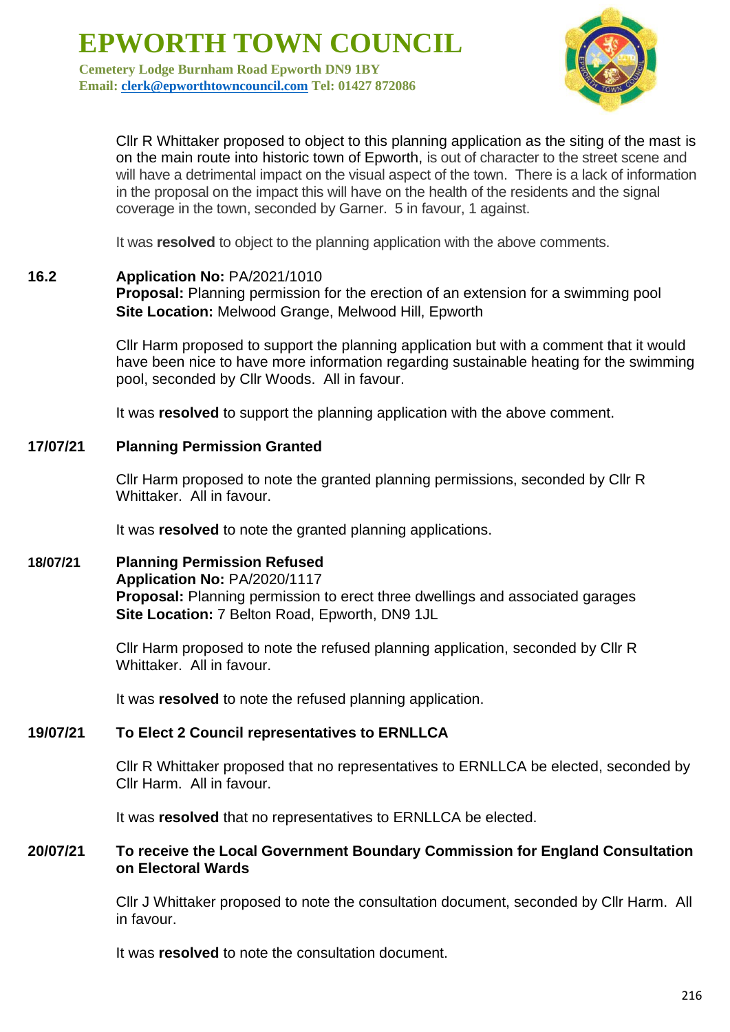Cllr R Whittaker proposed to object to this planning application as the siting of the mast is on the main route into historic town of Epworth, is out of character to the street scene and will have a detrimental impact on the visual aspect of the town. There is a lack of information in the proposal on the impact this will have on the health of the residents and the signal coverage in the town, seconded by Garner. 5 in favour, 1 against.

It was **resolved** to object to the planning application with the above comments.

**16.2** **Application No:** PA/2021/1010
**Proposal:** Planning permission for the erection of an extension for a swimming pool
**Site Location:** Melwood Grange, Melwood Hill, Epworth

Cllr Harm proposed to support the planning application but with a comment that it would have been nice to have more information regarding sustainable heating for the swimming pool, seconded by Cllr Woods. All in favour.

It was **resolved** to support the planning application with the above comment.

**17/07/21** **Planning Permission Granted**

Cllr Harm proposed to note the granted planning permissions, seconded by Cllr R Whittaker. All in favour.

It was **resolved** to note the granted planning applications.

**18/07/21** **Planning Permission Refused**
**Application No:** PA/2020/1117
**Proposal:** Planning permission to erect three dwellings and associated garages
**Site Location:** 7 Belton Road, Epworth, DN9 1JL

Cllr Harm proposed to note the refused planning application, seconded by Cllr R Whittaker. All in favour.

It was **resolved** to note the refused planning application.

**19/07/21** **To Elect 2 Council representatives to ERNLLCA**

Cllr R Whittaker proposed that no representatives to ERNLLCA be elected, seconded by Cllr Harm. All in favour.

It was **resolved** that no representatives to ERNLLCA be elected.

**20/07/21** **To receive the Local Government Boundary Commission for England Consultation on Electoral Wards**

Cllr J Whittaker proposed to note the consultation document, seconded by Cllr Harm. All in favour.

It was **resolved** to note the consultation document.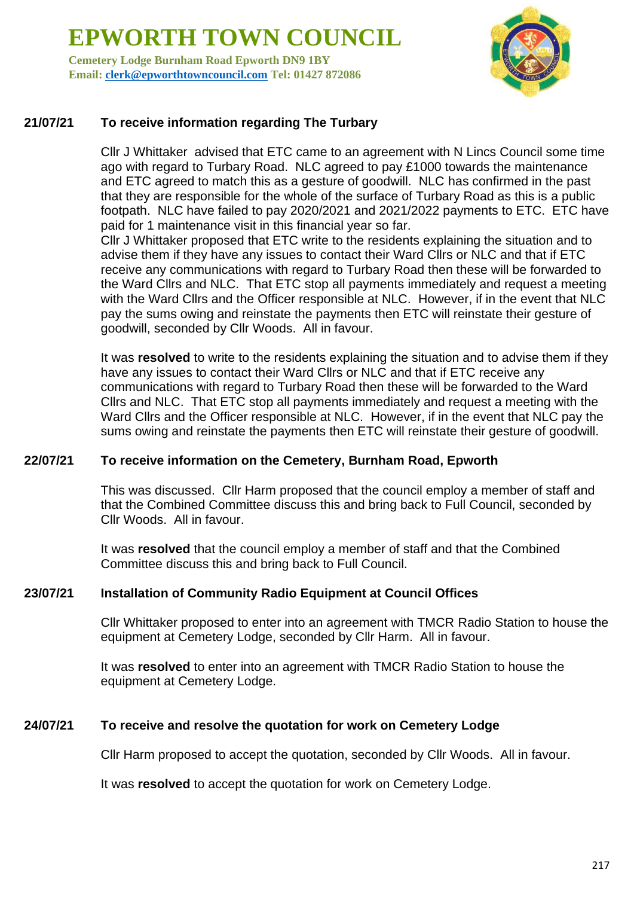# EPWORTH TOWN COUNCIL

**Cemetery Lodge Burnham Road Epworth DN9 1BY**
**Email: clerk@epworthtowncouncil.com Tel: 01427 872086**

**21/07/21 To receive information regarding The Turbary**

Cllr J Whittaker advised that ETC came to an agreement with N Lincs Council some time ago with regard to Turbary Road. NLC agreed to pay £1000 towards the maintenance and ETC agreed to match this as a gesture of goodwill. NLC has confirmed in the past that they are responsible for the whole of the surface of Turbary Road as this is a public footpath. NLC have failed to pay 2020/2021 and 2021/2022 payments to ETC. ETC have paid for 1 maintenance visit in this financial year so far.
Cllr J Whittaker proposed that ETC write to the residents explaining the situation and to advise them if they have any issues to contact their Ward Cllrs or NLC and that if ETC receive any communications with regard to Turbary Road then these will be forwarded to the Ward Cllrs and NLC. That ETC stop all payments immediately and request a meeting with the Ward Cllrs and the Officer responsible at NLC. However, if in the event that NLC pay the sums owing and reinstate the payments then ETC will reinstate their gesture of goodwill, seconded by Cllr Woods. All in favour.

It was **resolved** to write to the residents explaining the situation and to advise them if they have any issues to contact their Ward Cllrs or NLC and that if ETC receive any communications with regard to Turbary Road then these will be forwarded to the Ward Cllrs and NLC. That ETC stop all payments immediately and request a meeting with the Ward Cllrs and the Officer responsible at NLC. However, if in the event that NLC pay the sums owing and reinstate the payments then ETC will reinstate their gesture of goodwill.

**22/07/21 To receive information on the Cemetery, Burnham Road, Epworth**

This was discussed. Cllr Harm proposed that the council employ a member of staff and that the Combined Committee discuss this and bring back to Full Council, seconded by Cllr Woods. All in favour.

It was **resolved** that the council employ a member of staff and that the Combined Committee discuss this and bring back to Full Council.

**23/07/21 Installation of Community Radio Equipment at Council Offices**

Cllr Whittaker proposed to enter into an agreement with TMCR Radio Station to house the equipment at Cemetery Lodge, seconded by Cllr Harm. All in favour.

It was **resolved** to enter into an agreement with TMCR Radio Station to house the equipment at Cemetery Lodge.

**24/07/21 To receive and resolve the quotation for work on Cemetery Lodge**

Cllr Harm proposed to accept the quotation, seconded by Cllr Woods. All in favour.

It was **resolved** to accept the quotation for work on Cemetery Lodge.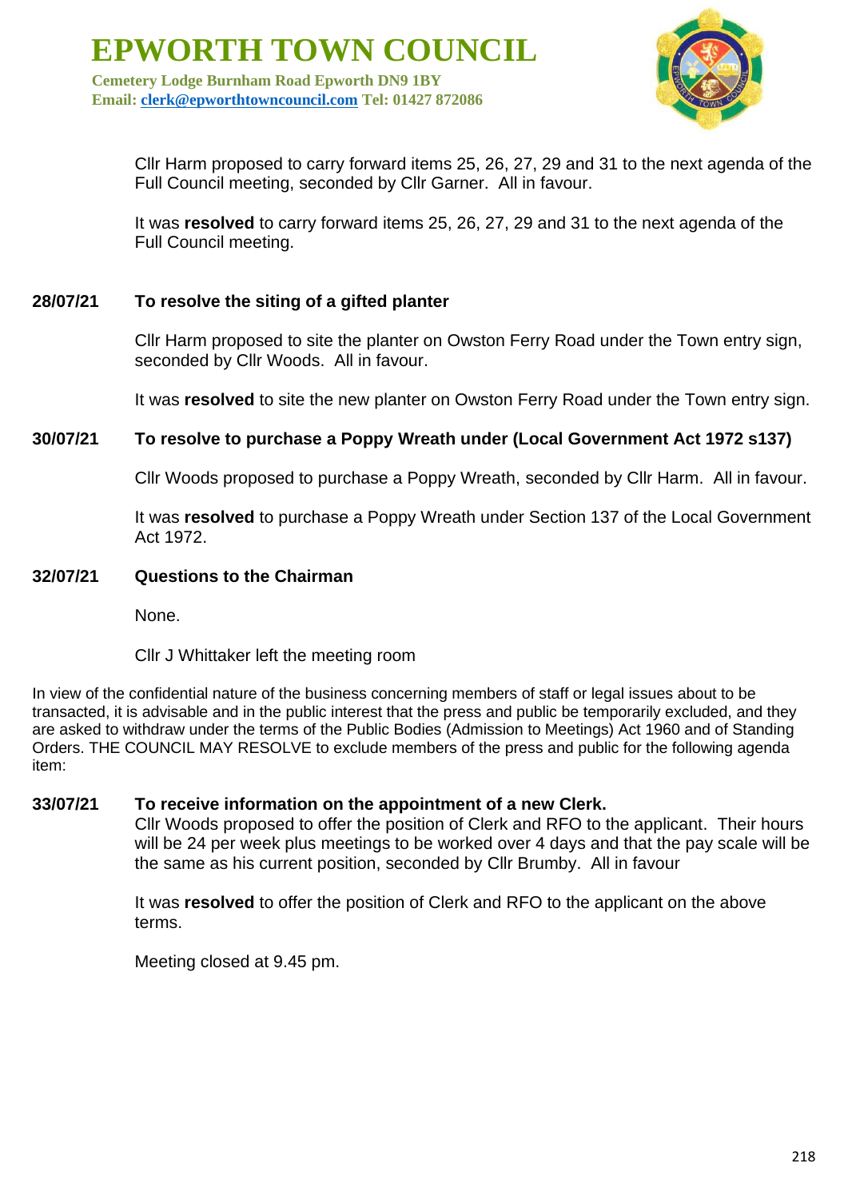Cllr Harm proposed to carry forward items 25, 26, 27, 29 and 31 to the next agenda of the Full Council meeting, seconded by Cllr Garner. All in favour.

It was **resolved** to carry forward items 25, 26, 27, 29 and 31 to the next agenda of the Full Council meeting.

**28/07/21 To resolve the siting of a gifted planter**

Cllr Harm proposed to site the planter on Owston Ferry Road under the Town entry sign, seconded by Cllr Woods. All in favour.

It was **resolved** to site the new planter on Owston Ferry Road under the Town entry sign.

**30/07/21 To resolve to purchase a Poppy Wreath under (Local Government Act 1972 s137)**

Cllr Woods proposed to purchase a Poppy Wreath, seconded by Cllr Harm. All in favour.

It was **resolved** to purchase a Poppy Wreath under Section 137 of the Local Government Act 1972.

**32/07/21 Questions to the Chairman**

None.

Cllr J Whittaker left the meeting room

In view of the confidential nature of the business concerning members of staff or legal issues about to be transacted, it is advisable and in the public interest that the press and public be temporarily excluded, and they are asked to withdraw under the terms of the Public Bodies (Admission to Meetings) Act 1960 and of Standing Orders. THE COUNCIL MAY RESOLVE to exclude members of the press and public for the following agenda item:

**33/07/21 To receive information on the appointment of a new Clerk.**

Cllr Woods proposed to offer the position of Clerk and RFO to the applicant. Their hours will be 24 per week plus meetings to be worked over 4 days and that the pay scale will be the same as his current position, seconded by Cllr Brumby. All in favour

It was **resolved** to offer the position of Clerk and RFO to the applicant on the above terms.

Meeting closed at 9.45 pm.